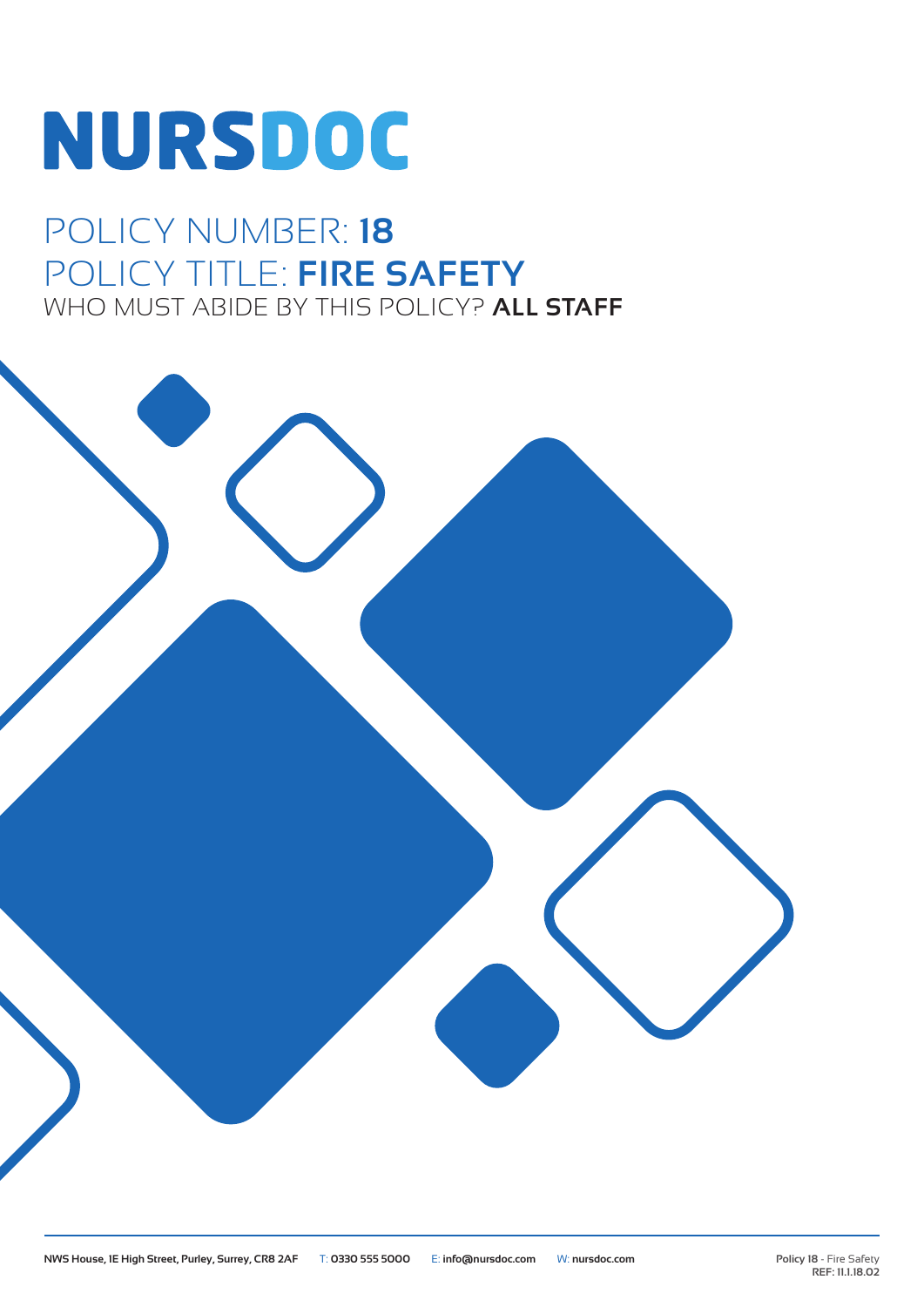# NURSDOC

## POLICY NUMBER: **18**
## POLICY TITLE: **FIRE SAFETY**

WHO MUST ABIDE BY THIS POLICY? **ALL STAFF**

**NWS House, 1E High Street, Purley, Surrey, CR8 2AF** T: **0330 555 5000** E: **info@nursdoc.com** W: **nursdoc.com**

**Policy 18** - Fire Safety
**REF: 11.1.18.02**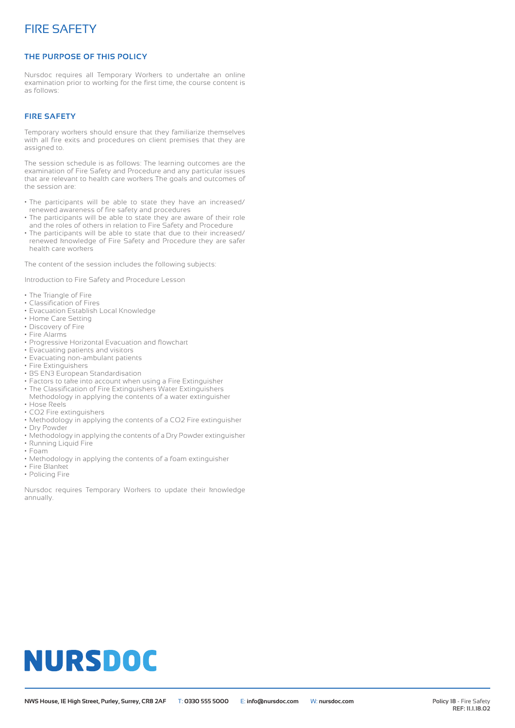# FIRE SAFETY

### THE PURPOSE OF THIS POLICY

Nursdoc requires all Temporary Workers to undertake an online examination prior to working for the first time, the course content is as follows:

### FIRE SAFETY

Temporary workers should ensure that they familiarize themselves with all fire exits and procedures on client premises that they are assigned to.

The session schedule is as follows: The learning outcomes are the examination of Fire Safety and Procedure and any particular issues that are relevant to health care workers The goals and outcomes of the session are:

- The participants will be able to state they have an increased/ renewed awareness of fire safety and procedures
- The participants will be able to state they are aware of their role and the roles of others in relation to Fire Safety and Procedure
- The participants will be able to state that due to their increased/ renewed knowledge of Fire Safety and Procedure they are safer health care workers

The content of the session includes the following subjects:

Introduction to Fire Safety and Procedure Lesson

- The Triangle of Fire
- Classification of Fires
- Evacuation Establish Local Knowledge
- Home Care Setting
- Discovery of Fire
- Fire Alarms
- Progressive Horizontal Evacuation and flowchart
- Evacuating patients and visitors
- Evacuating non-ambulant patients
- Fire Extinguishers
- BS EN3 European Standardisation
- Factors to take into account when using a Fire Extinguisher
- The Classification of Fire Extinguishers Water Extinguishers Methodology in applying the contents of a water extinguisher
- Hose Reels
- CO2 Fire extinguishers
- Methodology in applying the contents of a CO2 Fire extinguisher
- Dry Powder
- Methodology in applying the contents of a Dry Powder extinguisher
- Running Liquid Fire
- Foam
- Methodology in applying the contents of a foam extinguisher
- Fire Blanket
- Policing Fire

Nursdoc requires Temporary Workers to update their knowledge annually.

NURSDOC

NWS House, 1E High Street, Purley, Surrey, CR8 2AF T: 0330 555 5000 E: info@nursdoc.com W: nursdoc.com

Policy 18 - Fire Safety
REF: 11.1.18.02